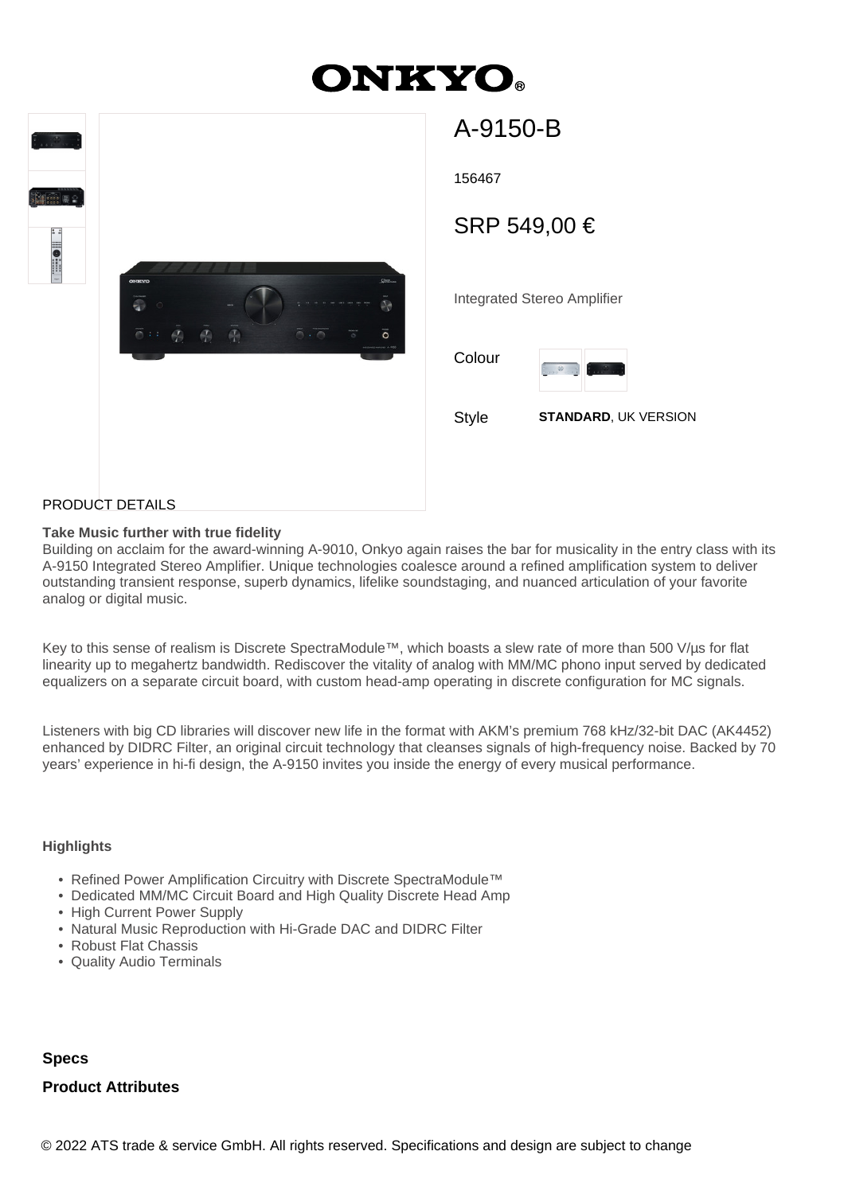# ONKYO

## A-9150-B

156467

SRP 549,00 €

Integrated Stereo Amplifier

Colour

Style **STANDARD**, UK VERSION

PRODUCT DETAILS

**Take Music further with true fidelity**
Building on acclaim for the award-winning A-9010, Onkyo again raises the bar for musicality in the entry class with its A-9150 Integrated Stereo Amplifier. Unique technologies coalesce around a refined amplification system to deliver outstanding transient response, superb dynamics, lifelike soundstaging, and nuanced articulation of your favorite analog or digital music.

Key to this sense of realism is Discrete SpectraModule™, which boasts a slew rate of more than 500 V/µs for flat linearity up to megahertz bandwidth. Rediscover the vitality of analog with MM/MC phono input served by dedicated equalizers on a separate circuit board, with custom head-amp operating in discrete configuration for MC signals.

Listeners with big CD libraries will discover new life in the format with AKM's premium 768 kHz/32-bit DAC (AK4452) enhanced by DIDRC Filter, an original circuit technology that cleanses signals of high-frequency noise. Backed by 70 years' experience in hi-fi design, the A-9150 invites you inside the energy of every musical performance.

**Highlights**

- Refined Power Amplification Circuitry with Discrete SpectraModule™
- Dedicated MM/MC Circuit Board and High Quality Discrete Head Amp
- High Current Power Supply
- Natural Music Reproduction with Hi-Grade DAC and DIDRC Filter
- Robust Flat Chassis
- Quality Audio Terminals

### Specs

### Product Attributes

© 2022 ATS trade & service GmbH. All rights reserved. Specifications and design are subject to change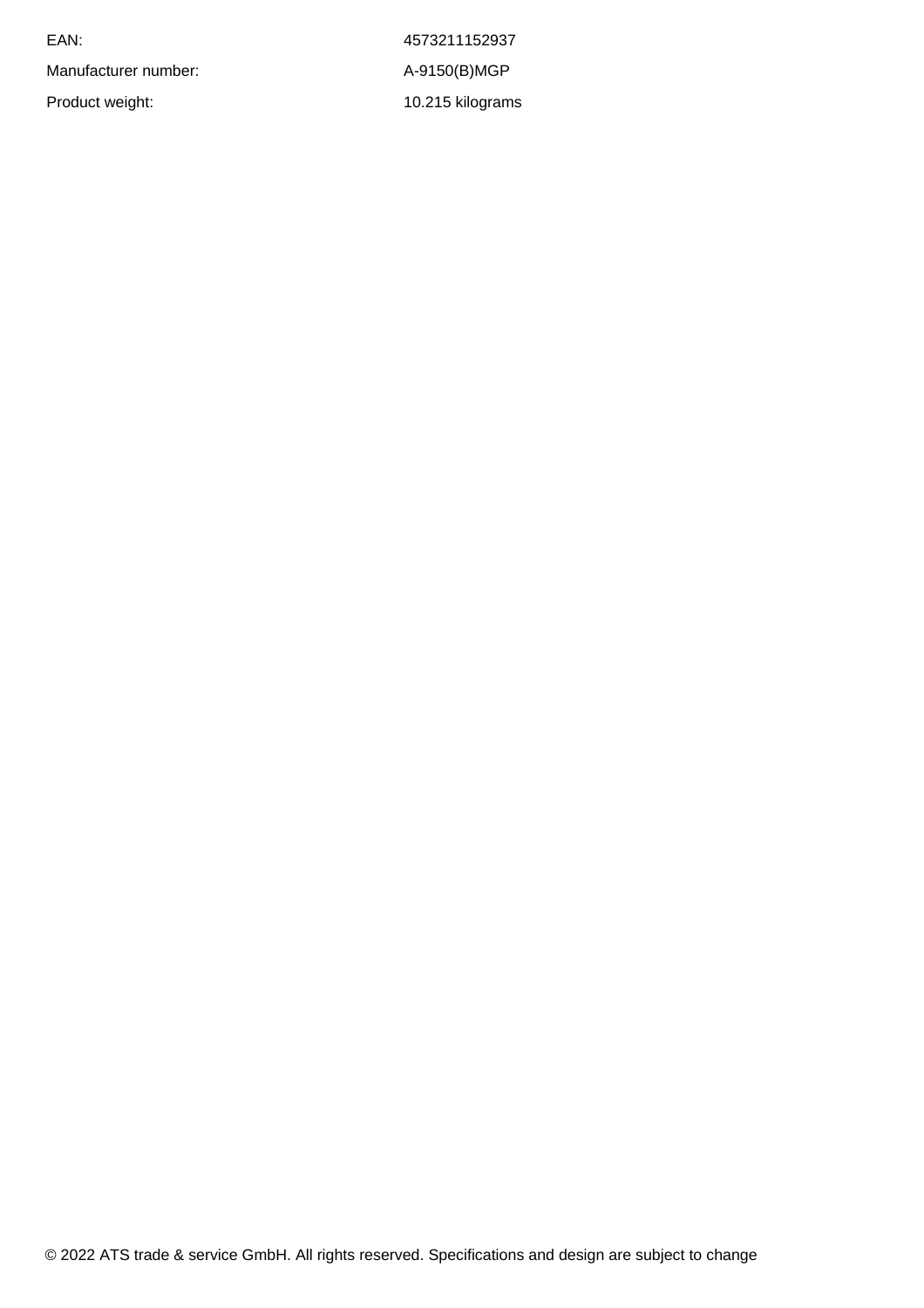| | |
|---|---|
| EAN: | 4573211152937 |
| Manufacturer number: | A-9150(B)MGP |
| Product weight: | 10.215 kilograms |

© 2022 ATS trade & service GmbH. All rights reserved. Specifications and design are subject to change